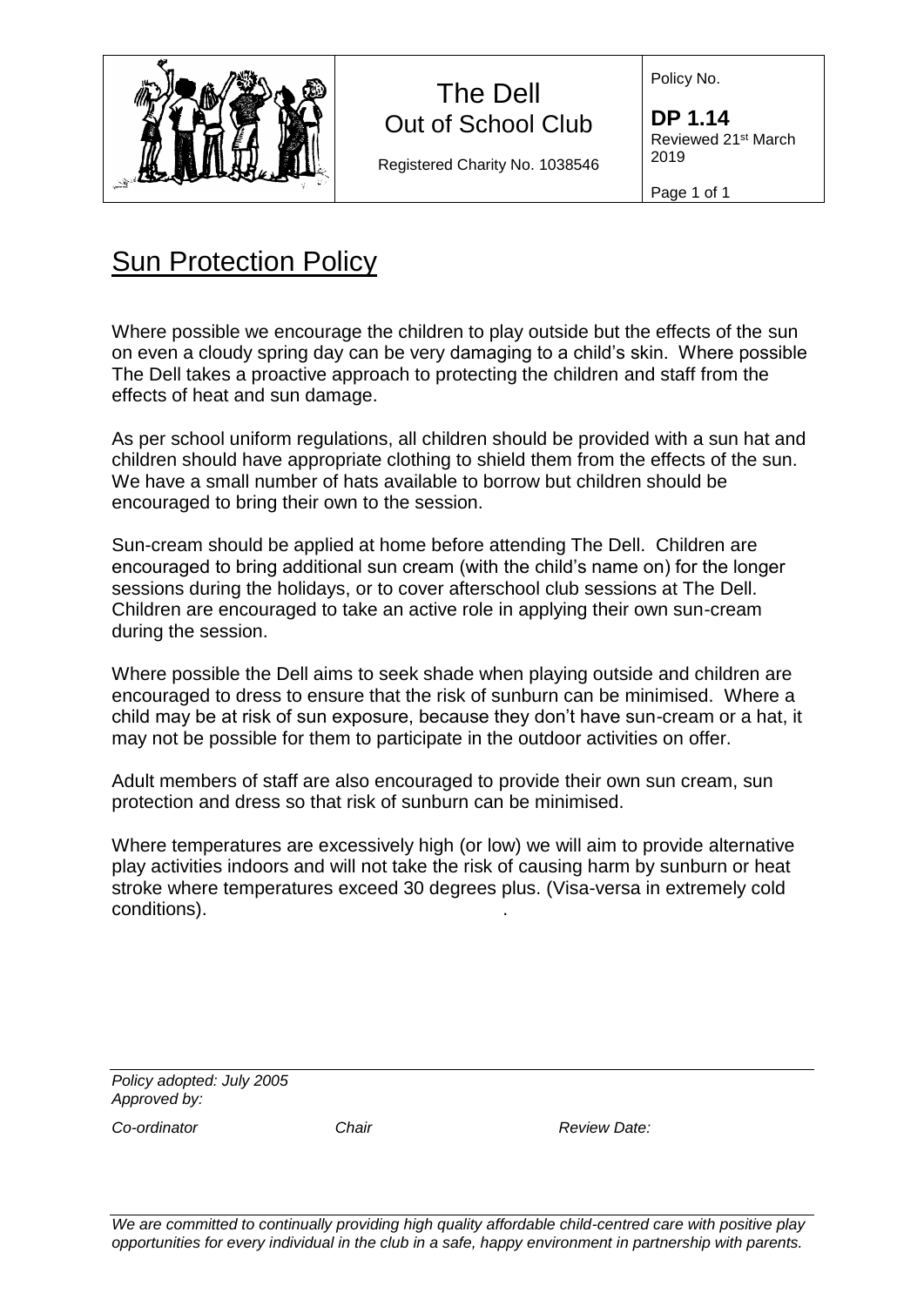| | The Dell<br>Out of School Club<br><br>Registered Charity No. 1038546 | Policy No.<br><br>**DP 1.14**<br>Reviewed 21st March 2019 |
|---|---|---|

# Sun Protection Policy

Where possible we encourage the children to play outside but the effects of the sun on even a cloudy spring day can be very damaging to a child's skin. Where possible The Dell takes a proactive approach to protecting the children and staff from the effects of heat and sun damage.

As per school uniform regulations, all children should be provided with a sun hat and children should have appropriate clothing to shield them from the effects of the sun. We have a small number of hats available to borrow but children should be encouraged to bring their own to the session.

Sun-cream should be applied at home before attending The Dell. Children are encouraged to bring additional sun cream (with the child's name on) for the longer sessions during the holidays, or to cover afterschool club sessions at The Dell. Children are encouraged to take an active role in applying their own sun-cream during the session.

Where possible the Dell aims to seek shade when playing outside and children are encouraged to dress to ensure that the risk of sunburn can be minimised. Where a child may be at risk of sun exposure, because they don't have sun-cream or a hat, it may not be possible for them to participate in the outdoor activities on offer.

Adult members of staff are also encouraged to provide their own sun cream, sun protection and dress so that risk of sunburn can be minimised.

Where temperatures are excessively high (or low) we will aim to provide alternative play activities indoors and will not take the risk of causing harm by sunburn or heat stroke where temperatures exceed 30 degrees plus. (Visa-versa in extremely cold conditions).

*Policy adopted: July 2005*
*Approved by:*

*Co-ordinator* *Chair* *Review Date:*

*We are committed to continually providing high quality affordable child-centred care with positive play opportunities for every individual in the club in a safe, happy environment in partnership with parents.*